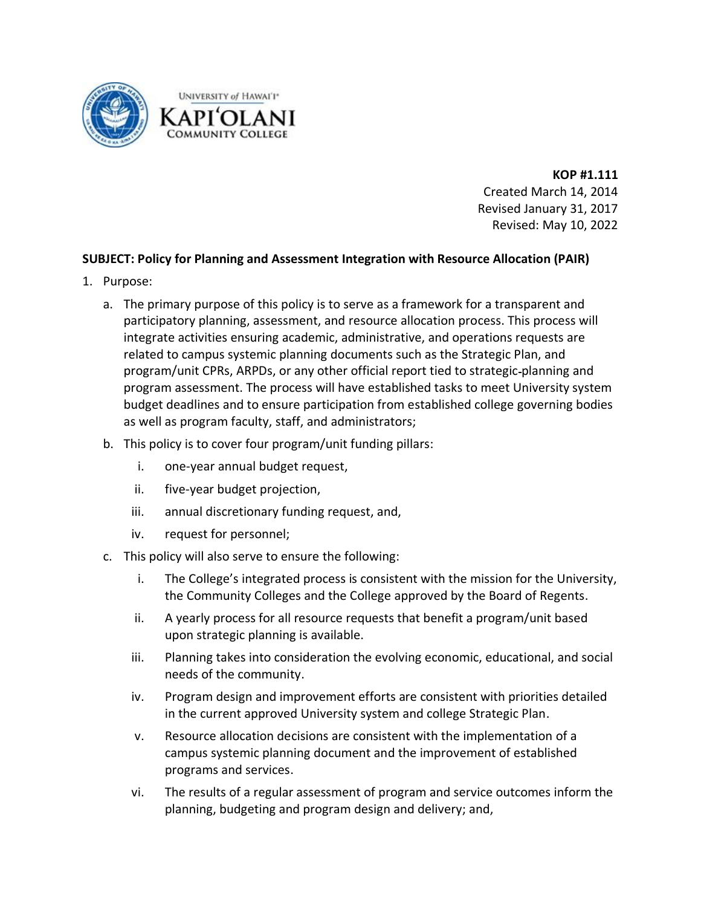UNIVERSITY of HAWAIʻI®
KAPIʻOLANI
COMMUNITY COLLEGE

**KOP #1.111**
Created March 14, 2014
Revised January 31, 2017
Revised: May 10, 2022

**SUBJECT: Policy for Planning and Assessment Integration with Resource Allocation (PAIR)**

1. Purpose:
   a. The primary purpose of this policy is to serve as a framework for a transparent and participatory planning, assessment, and resource allocation process. This process will integrate activities ensuring academic, administrative, and operations requests are related to campus systemic planning documents such as the Strategic Plan, and program/unit CPRs, ARPDs, or any other official report tied to strategic-planning and program assessment. The process will have established tasks to meet University system budget deadlines and to ensure participation from established college governing bodies as well as program faculty, staff, and administrators;
   b. This policy is to cover four program/unit funding pillars:
      i. one-year annual budget request,
      ii. five-year budget projection,
      iii. annual discretionary funding request, and,
      iv. request for personnel;
   c. This policy will also serve to ensure the following:
      i. The College's integrated process is consistent with the mission for the University, the Community Colleges and the College approved by the Board of Regents.
      ii. A yearly process for all resource requests that benefit a program/unit based upon strategic planning is available.
      iii. Planning takes into consideration the evolving economic, educational, and social needs of the community.
      iv. Program design and improvement efforts are consistent with priorities detailed in the current approved University system and college Strategic Plan.
      v. Resource allocation decisions are consistent with the implementation of a campus systemic planning document and the improvement of established programs and services.
      vi. The results of a regular assessment of program and service outcomes inform the planning, budgeting and program design and delivery; and,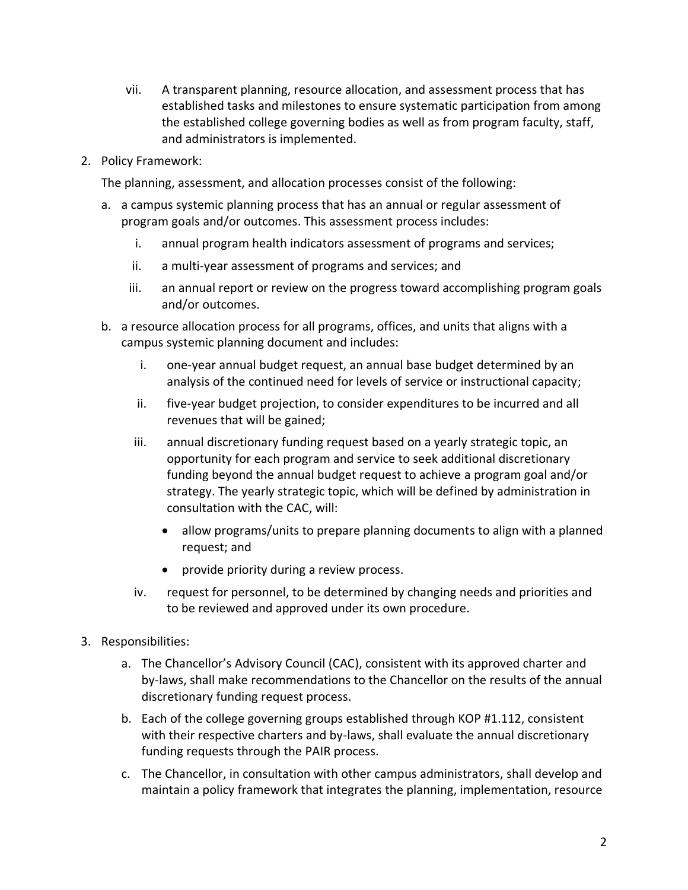vii. A transparent planning, resource allocation, and assessment process that has established tasks and milestones to ensure systematic participation from among the established college governing bodies as well as from program faculty, staff, and administrators is implemented.

2. Policy Framework:

   The planning, assessment, and allocation processes consist of the following:

   a. a campus systemic planning process that has an annual or regular assessment of program goals and/or outcomes. This assessment process includes:

      i. annual program health indicators assessment of programs and services;

      ii. a multi-year assessment of programs and services; and

      iii. an annual report or review on the progress toward accomplishing program goals and/or outcomes.

   b. a resource allocation process for all programs, offices, and units that aligns with a campus systemic planning document and includes:

      i. one-year annual budget request, an annual base budget determined by an analysis of the continued need for levels of service or instructional capacity;

      ii. five-year budget projection, to consider expenditures to be incurred and all revenues that will be gained;

      iii. annual discretionary funding request based on a yearly strategic topic, an opportunity for each program and service to seek additional discretionary funding beyond the annual budget request to achieve a program goal and/or strategy. The yearly strategic topic, which will be defined by administration in consultation with the CAC, will:

         - allow programs/units to prepare planning documents to align with a planned request; and
         - provide priority during a review process.

      iv. request for personnel, to be determined by changing needs and priorities and to be reviewed and approved under its own procedure.

3. Responsibilities:

   a. The Chancellor's Advisory Council (CAC), consistent with its approved charter and by-laws, shall make recommendations to the Chancellor on the results of the annual discretionary funding request process.

   b. Each of the college governing groups established through KOP #1.112, consistent with their respective charters and by-laws, shall evaluate the annual discretionary funding requests through the PAIR process.

   c. The Chancellor, in consultation with other campus administrators, shall develop and maintain a policy framework that integrates the planning, implementation, resource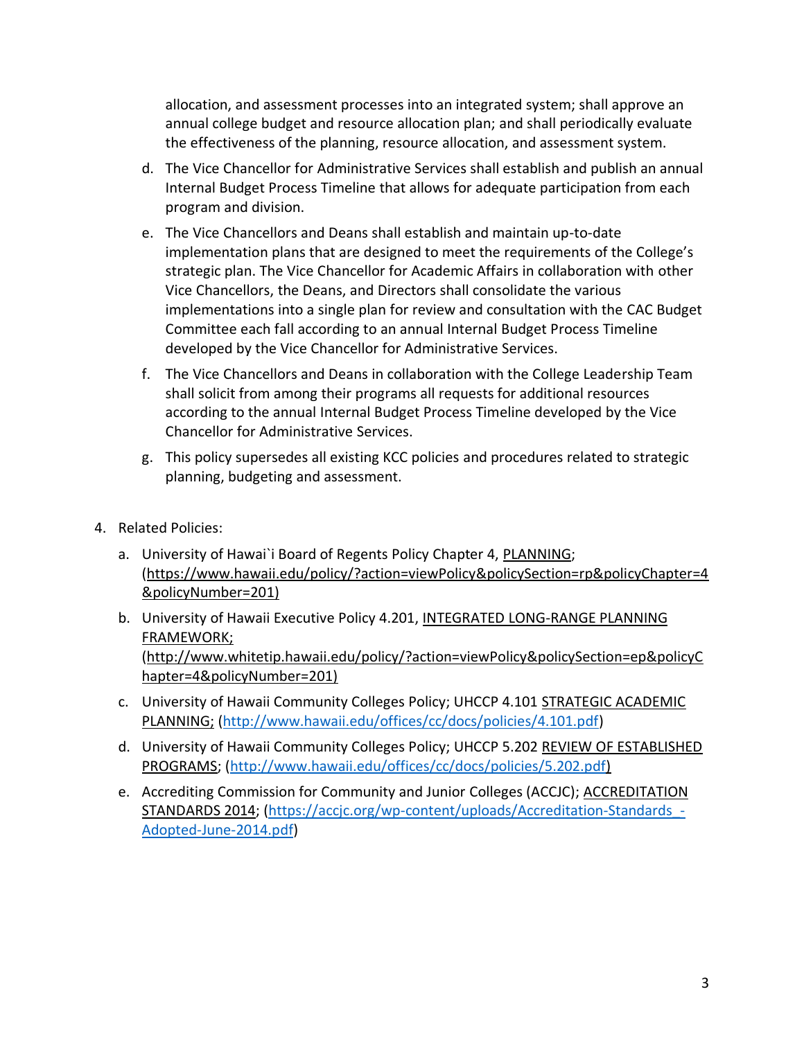allocation, and assessment processes into an integrated system; shall approve an annual college budget and resource allocation plan; and shall periodically evaluate the effectiveness of the planning, resource allocation, and assessment system.

d. The Vice Chancellor for Administrative Services shall establish and publish an annual Internal Budget Process Timeline that allows for adequate participation from each program and division.

e. The Vice Chancellors and Deans shall establish and maintain up-to-date implementation plans that are designed to meet the requirements of the College's strategic plan. The Vice Chancellor for Academic Affairs in collaboration with other Vice Chancellors, the Deans, and Directors shall consolidate the various implementations into a single plan for review and consultation with the CAC Budget Committee each fall according to an annual Internal Budget Process Timeline developed by the Vice Chancellor for Administrative Services.

f. The Vice Chancellors and Deans in collaboration with the College Leadership Team shall solicit from among their programs all requests for additional resources according to the annual Internal Budget Process Timeline developed by the Vice Chancellor for Administrative Services.

g. This policy supersedes all existing KCC policies and procedures related to strategic planning, budgeting and assessment.

4. Related Policies:

   a. University of Hawai`i Board of Regents Policy Chapter 4, PLANNING; (https://www.hawaii.edu/policy/?action=viewPolicy&policySection=rp&policyChapter=4&policyNumber=201)

   b. University of Hawaii Executive Policy 4.201, INTEGRATED LONG-RANGE PLANNING FRAMEWORK; (http://www.whitetip.hawaii.edu/policy/?action=viewPolicy&policySection=ep&policyChapter=4&policyNumber=201)

   c. University of Hawaii Community Colleges Policy; UHCCP 4.101 STRATEGIC ACADEMIC PLANNING; (http://www.hawaii.edu/offices/cc/docs/policies/4.101.pdf)

   d. University of Hawaii Community Colleges Policy; UHCCP 5.202 REVIEW OF ESTABLISHED PROGRAMS; (http://www.hawaii.edu/offices/cc/docs/policies/5.202.pdf)

   e. Accrediting Commission for Community and Junior Colleges (ACCJC); ACCREDITATION STANDARDS 2014; (https://accjc.org/wp-content/uploads/Accreditation-Standards_-Adopted-June-2014.pdf)